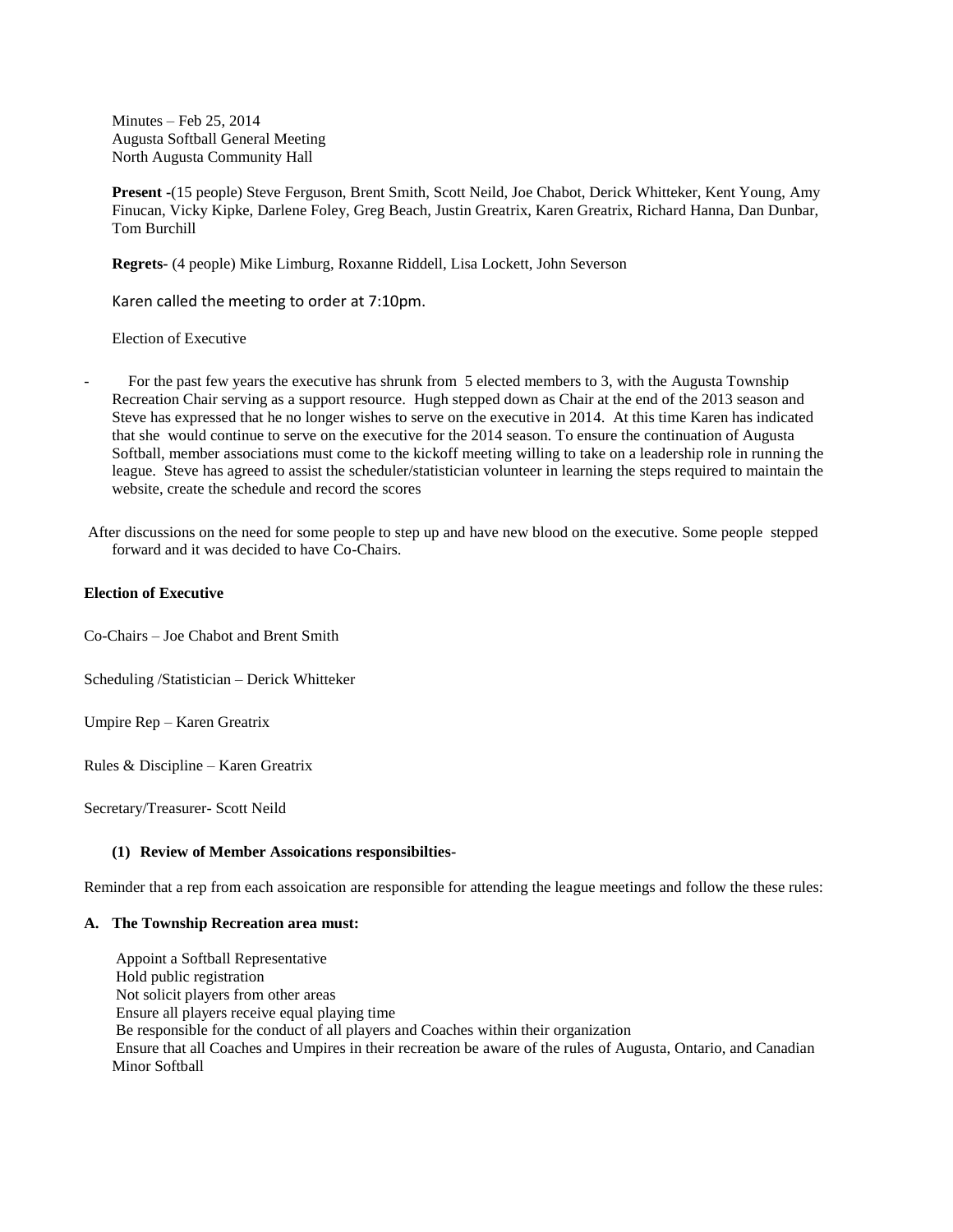Minutes – Feb 25, 2014
Augusta Softball General Meeting
North Augusta Community Hall

**Present** -(15 people) Steve Ferguson, Brent Smith, Scott Neild, Joe Chabot, Derick Whitteker, Kent Young, Amy Finucan, Vicky Kipke, Darlene Foley, Greg Beach, Justin Greatrix, Karen Greatrix, Richard Hanna, Dan Dunbar, Tom Burchill

**Regrets**- (4 people) Mike Limburg, Roxanne Riddell, Lisa Lockett, John Severson

Karen called the meeting to order at 7:10pm.

Election of Executive

- For the past few years the executive has shrunk from 5 elected members to 3, with the Augusta Township Recreation Chair serving as a support resource. Hugh stepped down as Chair at the end of the 2013 season and Steve has expressed that he no longer wishes to serve on the executive in 2014. At this time Karen has indicated that she would continue to serve on the executive for the 2014 season. To ensure the continuation of Augusta Softball, member associations must come to the kickoff meeting willing to take on a leadership role in running the league. Steve has agreed to assist the scheduler/statistician volunteer in learning the steps required to maintain the website, create the schedule and record the scores

After discussions on the need for some people to step up and have new blood on the executive. Some people stepped forward and it was decided to have Co-Chairs.

**Election of Executive**

Co-Chairs – Joe Chabot and Brent Smith

Scheduling /Statistician – Derick Whitteker

Umpire Rep – Karen Greatrix

Rules & Discipline – Karen Greatrix

Secretary/Treasurer- Scott Neild

**(1) Review of Member Assoications responsibilties-**

Reminder that a rep from each assoication are responsible for attending the league meetings and follow the these rules:

**A. The Township Recreation area must:**

Appoint a Softball Representative
Hold public registration
Not solicit players from other areas
Ensure all players receive equal playing time
Be responsible for the conduct of all players and Coaches within their organization
Ensure that all Coaches and Umpires in their recreation be aware of the rules of Augusta, Ontario, and Canadian Minor Softball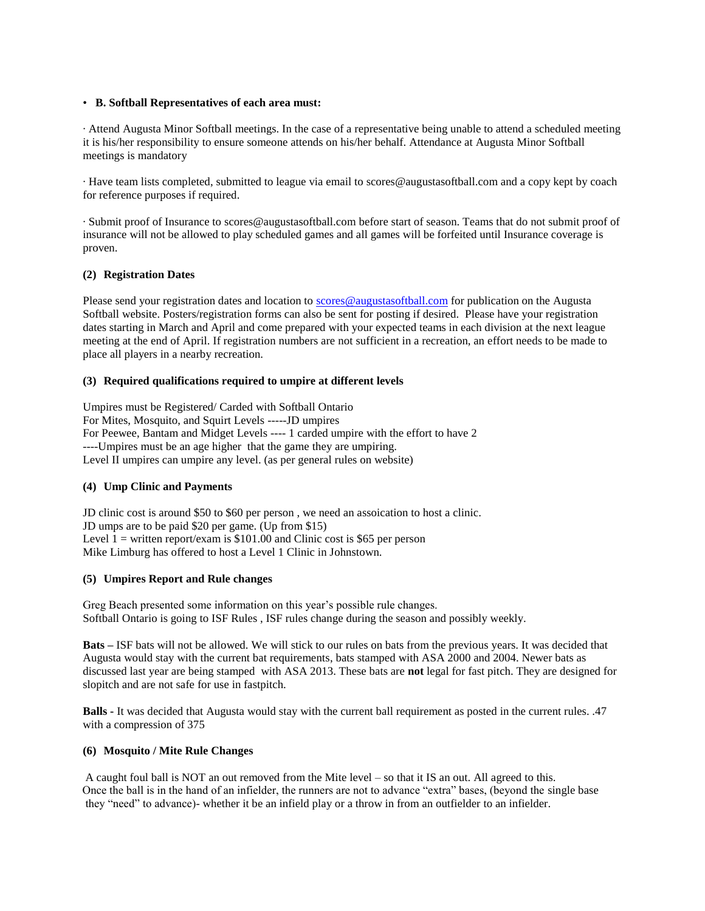- **B. Softball Representatives of each area must:**

· Attend Augusta Minor Softball meetings. In the case of a representative being unable to attend a scheduled meeting it is his/her responsibility to ensure someone attends on his/her behalf. Attendance at Augusta Minor Softball meetings is mandatory

· Have team lists completed, submitted to league via email to scores@augustasoftball.com and a copy kept by coach for reference purposes if required.

· Submit proof of Insurance to scores@augustasoftball.com before start of season. Teams that do not submit proof of insurance will not be allowed to play scheduled games and all games will be forfeited until Insurance coverage is proven.

### (2) Registration Dates

Please send your registration dates and location to scores@augustasoftball.com for publication on the Augusta Softball website. Posters/registration forms can also be sent for posting if desired. Please have your registration dates starting in March and April and come prepared with your expected teams in each division at the next league meeting at the end of April. If registration numbers are not sufficient in a recreation, an effort needs to be made to place all players in a nearby recreation.

### (3) Required qualifications required to umpire at different levels

Umpires must be Registered/ Carded with Softball Ontario
For Mites, Mosquito, and Squirt Levels -----JD umpires
For Peewee, Bantam and Midget Levels ---- 1 carded umpire with the effort to have 2
----Umpires must be an age higher that the game they are umpiring.
Level II umpires can umpire any level. (as per general rules on website)

### (4) Ump Clinic and Payments

JD clinic cost is around $50 to $60 per person , we need an assoication to host a clinic.
JD umps are to be paid $20 per game. (Up from $15)
Level 1 = written report/exam is $101.00 and Clinic cost is $65 per person
Mike Limburg has offered to host a Level 1 Clinic in Johnstown.

### (5) Umpires Report and Rule changes

Greg Beach presented some information on this year's possible rule changes.
Softball Ontario is going to ISF Rules , ISF rules change during the season and possibly weekly.

**Bats –** ISF bats will not be allowed. We will stick to our rules on bats from the previous years. It was decided that Augusta would stay with the current bat requirements, bats stamped with ASA 2000 and 2004. Newer bats as discussed last year are being stamped with ASA 2013. These bats are **not** legal for fast pitch. They are designed for slopitch and are not safe for use in fastpitch.

**Balls -** It was decided that Augusta would stay with the current ball requirement as posted in the current rules. .47 with a compression of 375

### (6) Mosquito / Mite Rule Changes

A caught foul ball is NOT an out removed from the Mite level – so that it IS an out. All agreed to this.
Once the ball is in the hand of an infielder, the runners are not to advance "extra" bases, (beyond the single base they "need" to advance)- whether it be an infield play or a throw in from an outfielder to an infielder.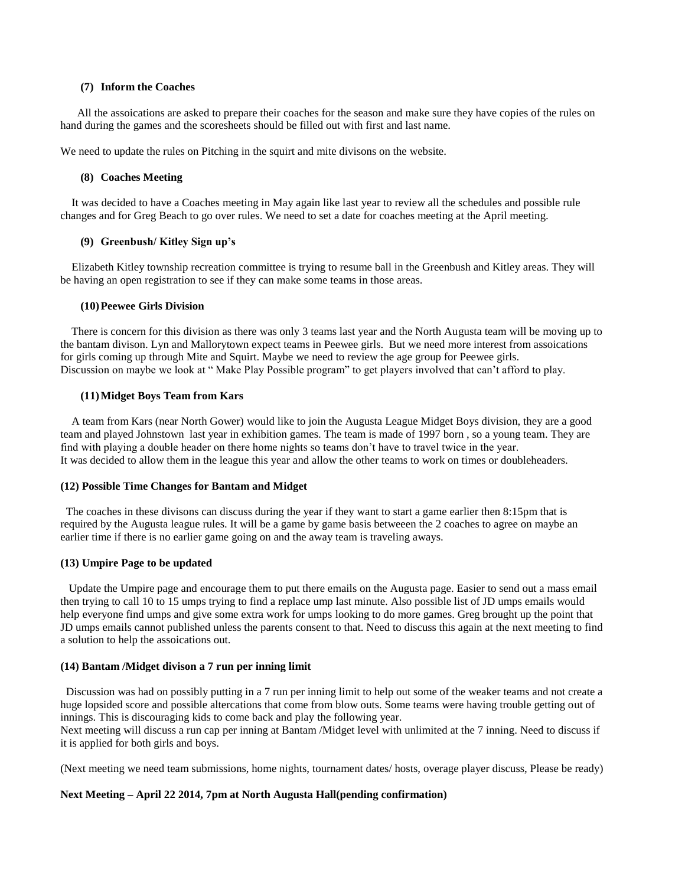#### (7) Inform the Coaches

All the assoications are asked to prepare their coaches for the season and make sure they have copies of the rules on hand during the games and the scoresheets should be filled out with first and last name.

We need to update the rules on Pitching in the squirt and mite divisons on the website.

#### (8) Coaches Meeting

It was decided to have a Coaches meeting in May again like last year to review all the schedules and possible rule changes and for Greg Beach to go over rules. We need to set a date for coaches meeting at the April meeting.

#### (9) Greenbush/ Kitley Sign up's

Elizabeth Kitley township recreation committee is trying to resume ball in the Greenbush and Kitley areas. They will be having an open registration to see if they can make some teams in those areas.

#### (10) Peewee Girls Division

There is concern for this division as there was only 3 teams last year and the North Augusta team will be moving up to the bantam divison. Lyn and Mallorytown expect teams in Peewee girls. But we need more interest from assoications for girls coming up through Mite and Squirt. Maybe we need to review the age group for Peewee girls.
Discussion on maybe we look at " Make Play Possible program" to get players involved that can't afford to play.

#### (11) Midget Boys Team from Kars

A team from Kars (near North Gower) would like to join the Augusta League Midget Boys division, they are a good team and played Johnstown last year in exhibition games. The team is made of 1997 born , so a young team. They are find with playing a double header on there home nights so teams don't have to travel twice in the year.
It was decided to allow them in the league this year and allow the other teams to work on times or doubleheaders.

#### (12) Possible Time Changes for Bantam and Midget

The coaches in these divisons can discuss during the year if they want to start a game earlier then 8:15pm that is required by the Augusta league rules. It will be a game by game basis betweeen the 2 coaches to agree on maybe an earlier time if there is no earlier game going on and the away team is traveling aways.

#### (13) Umpire Page to be updated

Update the Umpire page and encourage them to put there emails on the Augusta page. Easier to send out a mass email then trying to call 10 to 15 umps trying to find a replace ump last minute. Also possible list of JD umps emails would help everyone find umps and give some extra work for umps looking to do more games. Greg brought up the point that JD umps emails cannot published unless the parents consent to that. Need to discuss this again at the next meeting to find a solution to help the assoications out.

#### (14) Bantam /Midget divison a 7 run per inning limit

Discussion was had on possibly putting in a 7 run per inning limit to help out some of the weaker teams and not create a huge lopsided score and possible altercations that come from blow outs. Some teams were having trouble getting out of innings. This is discouraging kids to come back and play the following year.
Next meeting will discuss a run cap per inning at Bantam /Midget level with unlimited at the 7 inning. Need to discuss if it is applied for both girls and boys.

(Next meeting we need team submissions, home nights, tournament dates/ hosts, overage player discuss, Please be ready)

**Next Meeting – April 22 2014, 7pm at North Augusta Hall(pending confirmation)**